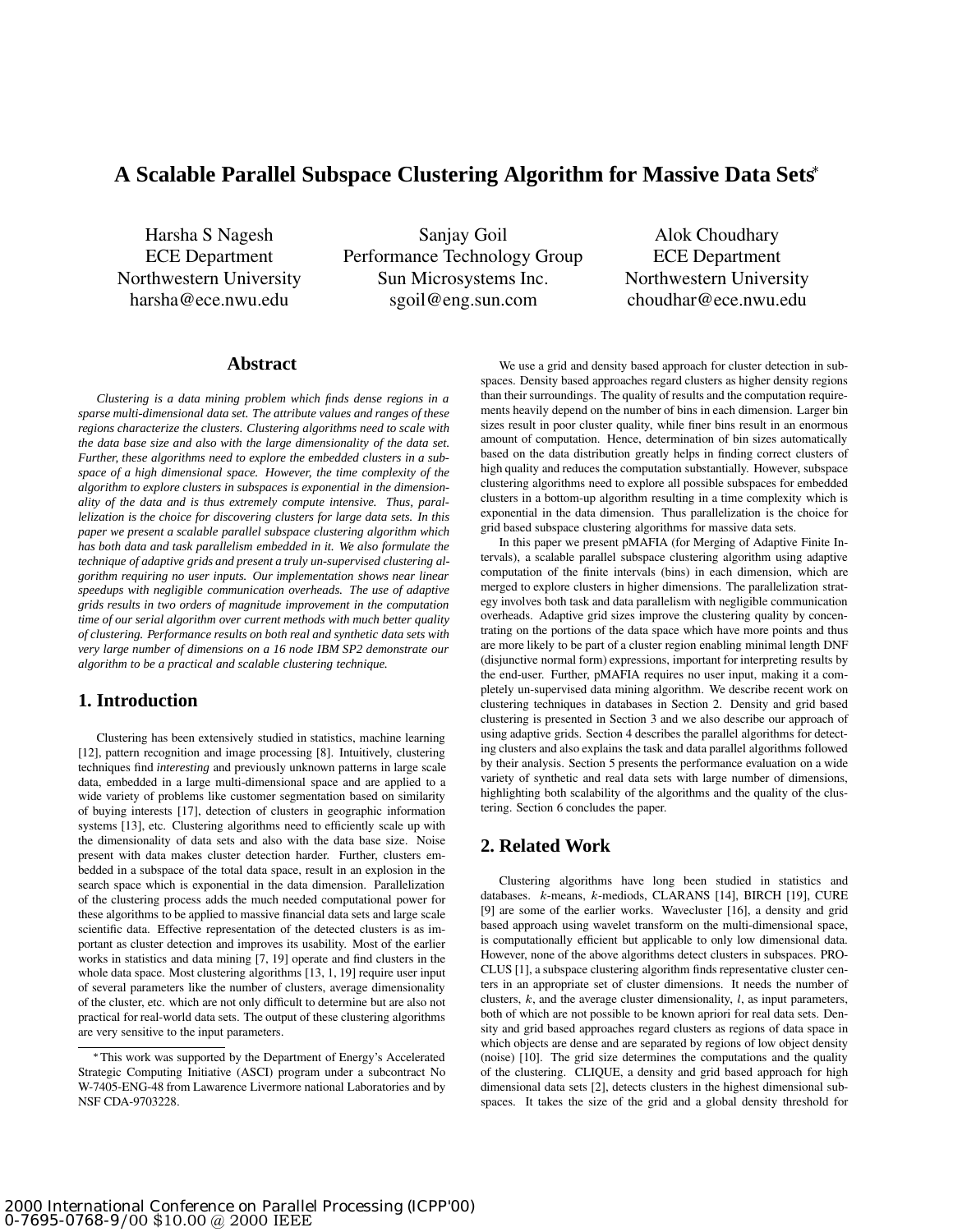# A Scalable Parallel Subspace Clustering Algorithm for Massive Data Sets*

Harsha S Nagesh
ECE Department
Northwestern University
harsha@ece.nwu.edu

Sanjay Goil
Performance Technology Group
Sun Microsystems Inc.
sgoil@eng.sun.com

Alok Choudhary
ECE Department
Northwestern University
choudhar@ece.nwu.edu

## Abstract

*Clustering is a data mining problem which finds dense regions in a sparse multi-dimensional data set. The attribute values and ranges of these regions characterize the clusters. Clustering algorithms need to scale with the data base size and also with the large dimensionality of the data set. Further, these algorithms need to explore the embedded clusters in a subspace of a high dimensional space. However, the time complexity of the algorithm to explore clusters in subspaces is exponential in the dimensionality of the data and is thus extremely compute intensive. Thus, parallelization is the choice for discovering clusters for large data sets. In this paper we present a scalable parallel subspace clustering algorithm which has both data and task parallelism embedded in it. We also formulate the technique of adaptive grids and present a truly un-supervised clustering algorithm requiring no user inputs. Our implementation shows near linear speedups with negligible communication overheads. The use of adaptive grids results in two orders of magnitude improvement in the computation time of our serial algorithm over current methods with much better quality of clustering. Performance results on both real and synthetic data sets with very large number of dimensions on a 16 node IBM SP2 demonstrate our algorithm to be a practical and scalable clustering technique.*

## 1. Introduction

Clustering has been extensively studied in statistics, machine learning [12], pattern recognition and image processing [8]. Intuitively, clustering techniques find *interesting* and previously unknown patterns in large scale data, embedded in a large multi-dimensional space and are applied to a wide variety of problems like customer segmentation based on similarity of buying interests [17], detection of clusters in geographic information systems [13], etc. Clustering algorithms need to efficiently scale up with the dimensionality of data sets and also with the data base size. Noise present with data makes cluster detection harder. Further, clusters embedded in a subspace of the total data space, result in an explosion in the search space which is exponential in the data dimension. Parallelization of the clustering process adds the much needed computational power for these algorithms to be applied to massive financial data sets and large scale scientific data. Effective representation of the detected clusters is as important as cluster detection and improves its usability. Most of the earlier works in statistics and data mining [7, 19] operate and find clusters in the whole data space. Most clustering algorithms [13, 1, 19] require user input of several parameters like the number of clusters, average dimensionality of the cluster, etc. which are not only difficult to determine but are also not practical for real-world data sets. The output of these clustering algorithms are very sensitive to the input parameters.

*This work was supported by the Department of Energy's Accelerated Strategic Computing Initiative (ASCI) program under a subcontract No W-7405-ENG-48 from Lawarence Livermore national Laboratories and by NSF CDA-9703228.

We use a grid and density based approach for cluster detection in subspaces. Density based approaches regard clusters as higher density regions than their surroundings. The quality of results and the computation requirements heavily depend on the number of bins in each dimension. Larger bin sizes result in poor cluster quality, while finer bins result in an enormous amount of computation. Hence, determination of bin sizes automatically based on the data distribution greatly helps in finding correct clusters of high quality and reduces the computation substantially. However, subspace clustering algorithms need to explore all possible subspaces for embedded clusters in a bottom-up algorithm resulting in a time complexity which is exponential in the data dimension. Thus parallelization is the choice for grid based subspace clustering algorithms for massive data sets.

In this paper we present pMAFIA (for Merging of Adaptive Finite Intervals), a scalable parallel subspace clustering algorithm using adaptive computation of the finite intervals (bins) in each dimension, which are merged to explore clusters in higher dimensions. The parallelization strategy involves both task and data parallelism with negligible communication overheads. Adaptive grid sizes improve the clustering quality by concentrating on the portions of the data space which have more points and thus are more likely to be part of a cluster region enabling minimal length DNF (disjunctive normal form) expressions, important for interpreting results by the end-user. Further, pMAFIA requires no user input, making it a completely un-supervised data mining algorithm. We describe recent work on clustering techniques in databases in Section 2. Density and grid based clustering is presented in Section 3 and we also describe our approach of using adaptive grids. Section 4 describes the parallel algorithms for detecting clusters and also explains the task and data parallel algorithms followed by their analysis. Section 5 presents the performance evaluation on a wide variety of synthetic and real data sets with large number of dimensions, highlighting both scalability of the algorithms and the quality of the clustering. Section 6 concludes the paper.

## 2. Related Work

Clustering algorithms have long been studied in statistics and databases. $k$-means, $k$-mediods, CLARANS [14], BIRCH [19], CURE [9] are some of the earlier works. Wavecluster [16], a density and grid based approach using wavelet transform on the multi-dimensional space, is computationally efficient but applicable to only low dimensional data. However, none of the above algorithms detect clusters in subspaces. PROCLUS [1], a subspace clustering algorithm finds representative cluster centers in an appropriate set of cluster dimensions. It needs the number of clusters, $k$, and the average cluster dimensionality, $l$, as input parameters, both of which are not possible to be known apriori for real data sets. Density and grid based approaches regard clusters as regions of data space in which objects are dense and are separated by regions of low object density (noise) [10]. The grid size determines the computations and the quality of the clustering. CLIQUE, a density and grid based approach for high dimensional data sets [2], detects clusters in the highest dimensional subspaces. It takes the size of the grid and a global density threshold for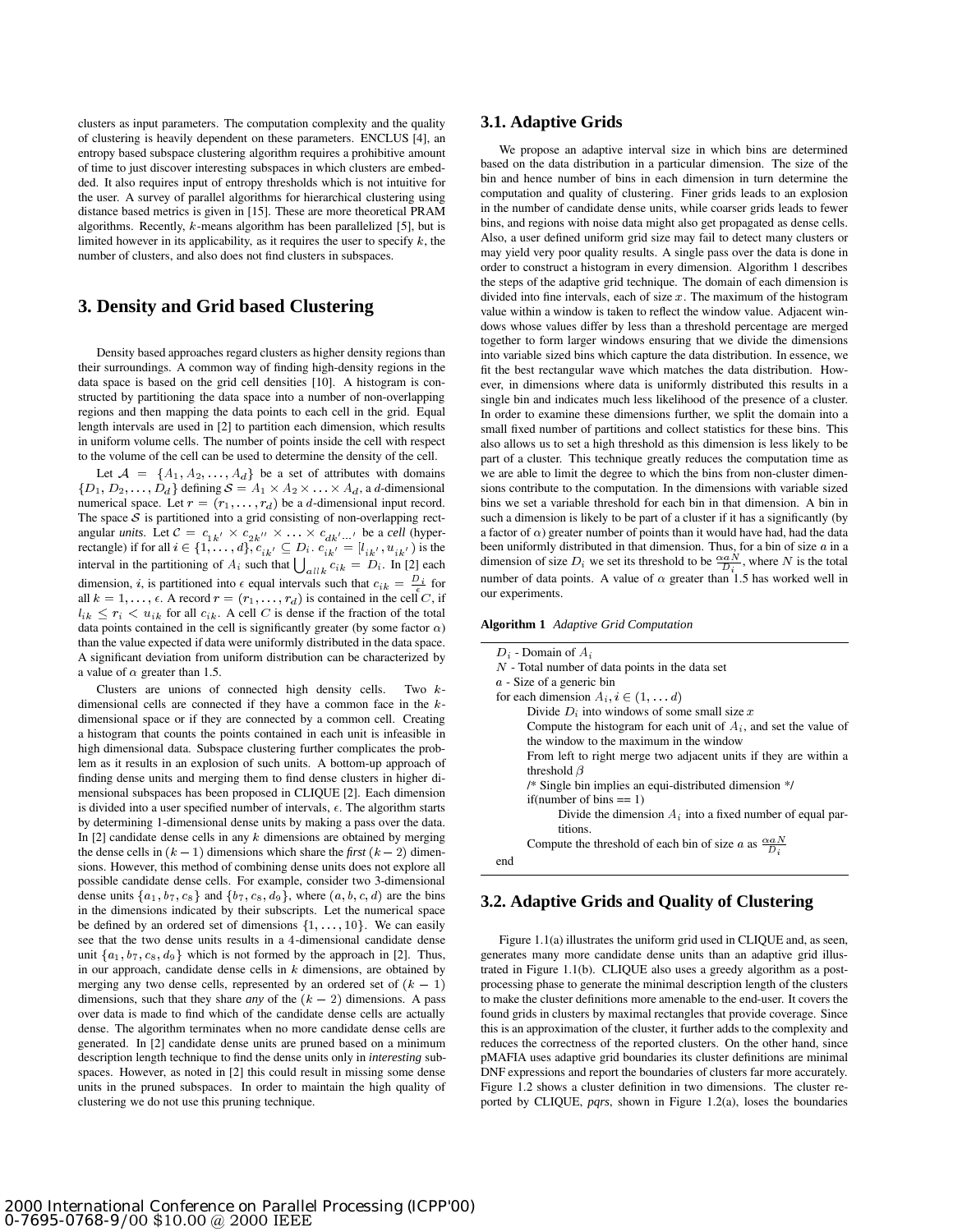clusters as input parameters. The computation complexity and the quality of clustering is heavily dependent on these parameters. ENCLUS [4], an entropy based subspace clustering algorithm requires a prohibitive amount of time to just discover interesting subspaces in which clusters are embedded. It also requires input of entropy thresholds which is not intuitive for the user. A survey of parallel algorithms for hierarchical clustering using distance based metrics is given in [15]. These are more theoretical PRAM algorithms. Recently, $k$-means algorithm has been parallelized [5], but is limited however in its applicability, as it requires the user to specify $k$, the number of clusters, and also does not find clusters in subspaces.

## 3. Density and Grid based Clustering

Density based approaches regard clusters as higher density regions than their surroundings. A common way of finding high-density regions in the data space is based on the grid cell densities [10]. A histogram is constructed by partitioning the data space into a number of non-overlapping regions and then mapping the data points to each cell in the grid. Equal length intervals are used in [2] to partition each dimension, which results in uniform volume cells. The number of points inside the cell with respect to the volume of the cell can be used to determine the density of the cell.

Let $\mathcal{A} = \{A_1, A_2, \ldots, A_d\}$ be a set of attributes with domains $\{D_1, D_2, \ldots, D_d\}$ defining $\mathcal{S} = A_1 \times A_2 \times \ldots \times A_d$, a $d$-dimensional numerical space. Let $r = (r_1, \ldots, r_d)$ be a $d$-dimensional input record. The space $\mathcal{S}$ is partitioned into a grid consisting of non-overlapping rectangular *units*. Let $\mathcal{C} = c_{1k'} \times c_{2k''} \times \ldots \times c_{dk'\ldots'}$ be a *cell* (hyper-rectangle) if for all $i \in \{1, \ldots, d\}$, $c_{ik'} \subseteq D_i$. $c_{ik'} = [l_{ik'}, u_{ik'})$ is the interval in the partitioning of $A_i$ such that $\bigcup_{all\,k} c_{ik} = D_i$. In [2] each dimension, $i$, is partitioned into $\epsilon$ equal intervals such that $c_{ik} = \frac{D_i}{\epsilon}$ for all $k = 1, \ldots, \epsilon$. A record $r = (r_1, \ldots, r_d)$ is contained in the cell $C$, if $l_{ik} \leq r_i < u_{ik}$ for all $c_{ik}$. A cell $C$ is dense if the fraction of the total data points contained in the cell is significantly greater (by some factor $\alpha$) than the value expected if data were uniformly distributed in the data space. A significant deviation from uniform distribution can be characterized by a value of $\alpha$ greater than 1.5.

Clusters are unions of connected high density cells. Two $k$-dimensional cells are connected if they have a common face in the $k$-dimensional space or if they are connected by a common cell. Creating a histogram that counts the points contained in each unit is infeasible in high dimensional data. Subspace clustering further complicates the problem as it results in an explosion of such units. A bottom-up approach of finding dense units and merging them to find dense clusters in higher dimensional subspaces has been proposed in CLIQUE [2]. Each dimension is divided into a user specified number of intervals, $\epsilon$. The algorithm starts by determining 1-dimensional dense units by making a pass over the data. In [2] candidate dense cells in any $k$ dimensions are obtained by merging the dense cells in $(k-1)$ dimensions which share the *first* $(k-2)$ dimensions. However, this method of combining dense units does not explore all possible candidate dense cells. For example, consider two 3-dimensional dense units $\{a_1, b_7, c_8\}$ and $\{b_7, c_8, d_9\}$, where $(a, b, c, d)$ are the bins in the dimensions indicated by their subscripts. Let the numerical space be defined by an ordered set of dimensions $\{1, \ldots, 10\}$. We can easily see that the two dense units results in a 4-dimensional candidate dense unit $\{a_1, b_7, c_8, d_9\}$ which is not formed by the approach in [2]. Thus, in our approach, candidate dense cells in $k$ dimensions, are obtained by merging any two dense cells, represented by an ordered set of $(k-1)$ dimensions, such that they share *any* of the $(k-2)$ dimensions. A pass over data is made to find which of the candidate dense cells are actually dense. The algorithm terminates when no more candidate dense cells are generated. In [2] candidate dense units are pruned based on a minimum description length technique to find the dense units only in *interesting* subspaces. However, as noted in [2] this could result in missing some dense units in the pruned subspaces. In order to maintain the high quality of clustering we do not use this pruning technique.

### 3.1. Adaptive Grids

We propose an adaptive interval size in which bins are determined based on the data distribution in a particular dimension. The size of the bin and hence number of bins in each dimension in turn determine the computation and quality of clustering. Finer grids leads to an explosion in the number of candidate dense units, while coarser grids leads to fewer bins, and regions with noise data might also get propagated as dense cells. Also, a user defined uniform grid size may fail to detect many clusters or may yield very poor quality results. A single pass over the data is done in order to construct a histogram in every dimension. Algorithm 1 describes the steps of the adaptive grid technique. The domain of each dimension is divided into fine intervals, each of size $x$. The maximum of the histogram value within a window is taken to reflect the window value. Adjacent windows whose values differ by less than a threshold percentage are merged together to form larger windows ensuring that we divide the dimensions into variable sized bins which capture the data distribution. In essence, we fit the best rectangular wave which matches the data distribution. However, in dimensions where data is uniformly distributed this results in a single bin and indicates much less likelihood of the presence of a cluster. In order to examine these dimensions further, we split the domain into a small fixed number of partitions and collect statistics for these bins. This also allows us to set a high threshold as this dimension is less likely to be part of a cluster. This technique greatly reduces the computation time as we are able to limit the degree to which the bins from non-cluster dimensions contribute to the computation. In the dimensions with variable sized bins we set a variable threshold for each bin in that dimension. A bin in such a dimension is likely to be part of a cluster if it has a significantly (by a factor of $\alpha$) greater number of points than it would have had, had the data been uniformly distributed in that dimension. Thus, for a bin of size $a$ in a dimension of size $D_i$ we set its threshold to be $\frac{\alpha a N}{D_i}$, where $N$ is the total number of data points. A value of $\alpha$ greater than 1.5 has worked well in our experiments.

**Algorithm 1** *Adaptive Grid Computation*

```
D_i - Domain of A_i
N - Total number of data points in the data set
a - Size of a generic bin
for each dimension A_i, i ∈ (1, ... d)
    Divide D_i into windows of some small size x
    Compute the histogram for each unit of A_i, and set the value of
    the window to the maximum in the window
    From left to right merge two adjacent units if they are within a
    threshold β
    /* Single bin implies an equi-distributed dimension */
    if(number of bins == 1)
        Divide the dimension A_i into a fixed number of equal partitions.
    Compute the threshold of each bin of size a as αaN/D_i
end
```

### 3.2. Adaptive Grids and Quality of Clustering

Figure 1.1(a) illustrates the uniform grid used in CLIQUE and, as seen, generates many more candidate dense units than an adaptive grid illustrated in Figure 1.1(b). CLIQUE also uses a greedy algorithm as a post-processing phase to generate the minimal description length of the clusters to make the cluster definitions more amenable to the end-user. It covers the found grids in clusters by maximal rectangles that provide coverage. Since this is an approximation of the cluster, it further adds to the complexity and reduces the correctness of the reported clusters. On the other hand, since pMAFIA uses adaptive grid boundaries its cluster definitions are minimal DNF expressions and report the boundaries of clusters far more accurately. Figure 1.2 shows a cluster definition in two dimensions. The cluster reported by CLIQUE, *pqrs*, shown in Figure 1.2(a), loses the boundaries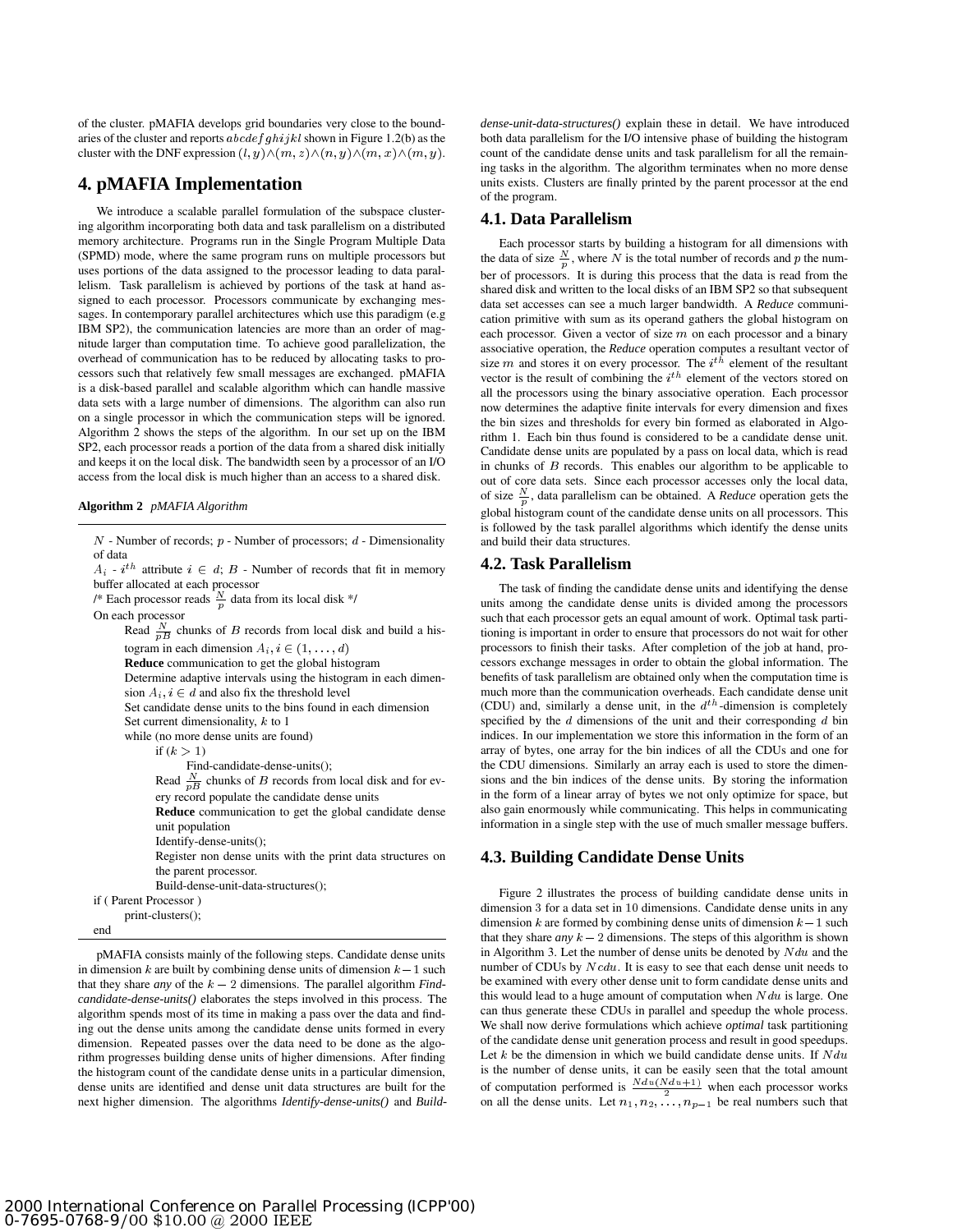of the cluster. pMAFIA develops grid boundaries very close to the boundaries of the cluster and reports $abcdefghijkl$ shown in Figure 1.2(b) as the cluster with the DNF expression $(l, y) \wedge (m, z) \wedge (n, y) \wedge (m, x) \wedge (m, y)$.

## 4. pMAFIA Implementation

We introduce a scalable parallel formulation of the subspace clustering algorithm incorporating both data and task parallelism on a distributed memory architecture. Programs run in the Single Program Multiple Data (SPMD) mode, where the same program runs on multiple processors but uses portions of the data assigned to the processor leading to data parallelism. Task parallelism is achieved by portions of the task at hand assigned to each processor. Processors communicate by exchanging messages. In contemporary parallel architectures which use this paradigm (e.g IBM SP2), the communication latencies are more than an order of magnitude larger than computation time. To achieve good parallelization, the overhead of communication has to be reduced by allocating tasks to processors such that relatively few small messages are exchanged. pMAFIA is a disk-based parallel and scalable algorithm which can handle massive data sets with a large number of dimensions. The algorithm can also run on a single processor in which the communication steps will be ignored. Algorithm 2 shows the steps of the algorithm. In our set up on the IBM SP2, each processor reads a portion of the data from a shared disk initially and keeps it on the local disk. The bandwidth seen by a processor of an I/O access from the local disk is much higher than an access to a shared disk.

**Algorithm 2** *pMAFIA Algorithm*

```
N - Number of records; p - Number of processors; d - Dimensionality of data
A_i - i^th attribute i ∈ d; B - Number of records that fit in memory buffer allocated at each processor
/* Each processor reads N/p data from its local disk */
On each processor
    Read N/(pB) chunks of B records from local disk and build a histogram in each dimension A_i, i ∈ (1, ..., d)
    Reduce communication to get the global histogram
    Determine adaptive intervals using the histogram in each dimension A_i, i ∈ d and also fix the threshold level
    Set candidate dense units to the bins found in each dimension
    Set current dimensionality, k to 1
    while (no more dense units are found)
        if (k > 1)
            Find-candidate-dense-units();
        Read N/(pB) chunks of B records from local disk and for every record populate the candidate dense units
        Reduce communication to get the global candidate dense unit population
        Identify-dense-units();
        Register non dense units with the print data structures on the parent processor.
        Build-dense-unit-data-structures();
if ( Parent Processor )
    print-clusters();
end
```

pMAFIA consists mainly of the following steps. Candidate dense units in dimension $k$ are built by combining dense units of dimension $k-1$ such that they share *any* of the $k-2$ dimensions. The parallel algorithm *Find-candidate-dense-units()* elaborates the steps involved in this process. The algorithm spends most of its time in making a pass over the data and finding out the dense units among the candidate dense units formed in every dimension. Repeated passes over the data need to be done as the algorithm progresses building dense units of higher dimensions. After finding the histogram count of the candidate dense units in a particular dimension, dense units are identified and dense unit data structures are built for the next higher dimension. The algorithms *Identify-dense-units()* and *Build-dense-unit-data-structures()* explain these in detail. We have introduced both data parallelism for the I/O intensive phase of building the histogram count of the candidate dense units and task parallelism for all the remaining tasks in the algorithm. The algorithm terminates when no more dense units exists. Clusters are finally printed by the parent processor at the end of the program.

### 4.1. Data Parallelism

Each processor starts by building a histogram for all dimensions with the data of size $\frac{N}{p}$, where $N$ is the total number of records and $p$ the number of processors. It is during this process that the data is read from the shared disk and written to the local disks of an IBM SP2 so that subsequent data set accesses can see a much larger bandwidth. A *Reduce* communication primitive with sum as its operand gathers the global histogram on each processor. Given a vector of size $m$ on each processor and a binary associative operation, the *Reduce* operation computes a resultant vector of size $m$ and stores it on every processor. The $i^{th}$ element of the resultant vector is the result of combining the $i^{th}$ element of the vectors stored on all the processors using the binary associative operation. Each processor now determines the adaptive finite intervals for every dimension and fixes the bin sizes and thresholds for every bin formed as elaborated in Algorithm 1. Each bin thus found is considered to be a candidate dense unit. Candidate dense units are populated by a pass on local data, which is read in chunks of $B$ records. This enables our algorithm to be applicable to out of core data sets. Since each processor accesses only the local data, of size $\frac{N}{p}$, data parallelism can be obtained. A *Reduce* operation gets the global histogram count of the candidate dense units on all processors. This is followed by the task parallel algorithms which identify the dense units and build their data structures.

### 4.2. Task Parallelism

The task of finding the candidate dense units and identifying the dense units among the candidate dense units is divided among the processors such that each processor gets an equal amount of work. Optimal task partitioning is important in order to ensure that processors do not wait for other processors to finish their tasks. After completion of the job at hand, processors exchange messages in order to obtain the global information. The benefits of task parallelism are obtained only when the computation time is much more than the communication overheads. Each candidate dense unit (CDU) and, similarly a dense unit, in the $d^{th}$-dimension is completely specified by the $d$ dimensions of the unit and their corresponding $d$ bin indices. In our implementation we store this information in the form of an array of bytes, one array for the bin indices of all the CDUs and one for the CDU dimensions. Similarly an array each is used to store the dimensions and the bin indices of the dense units. By storing the information in the form of a linear array of bytes we not only optimize for space, but also gain enormously while communicating. This helps in communicating information in a single step with the use of much smaller message buffers.

### 4.3. Building Candidate Dense Units

Figure 2 illustrates the process of building candidate dense units in dimension 3 for a data set in 10 dimensions. Candidate dense units in any dimension $k$ are formed by combining dense units of dimension $k-1$ such that they share *any* $k-2$ dimensions. The steps of this algorithm is shown in Algorithm 3. Let the number of dense units be denoted by $Ndu$ and the number of CDUs by $Ncdu$. It is easy to see that each dense unit needs to be examined with every other dense unit to form candidate dense units and this would lead to a huge amount of computation when $Ndu$ is large. One can thus generate these CDUs in parallel and speedup the whole process. We shall now derive formulations which achieve *optimal* task partitioning of the candidate dense unit generation process and result in good speedups. Let $k$ be the dimension in which we build candidate dense units. If $Ndu$ is the number of dense units, it can be easily seen that the total amount of computation performed is $\frac{Ndu(Ndu+1)}{2}$ when each processor works on all the dense units. Let $n_1, n_2, \ldots, n_{p-1}$ be real numbers such that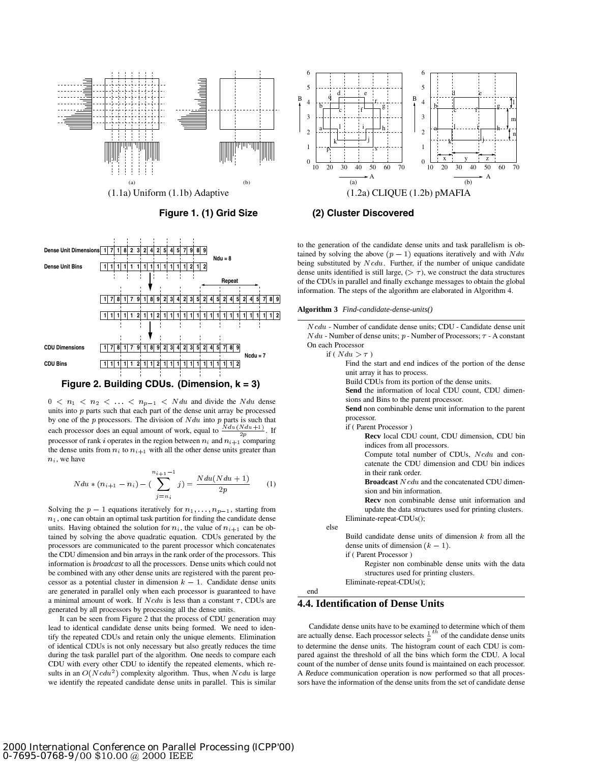(1.1a) Uniform (1.1b) Adaptive

(1.2a) CLIQUE (1.2b) pMAFIA

**Figure 1. (1) Grid Size (2) Cluster Discovered**

**Figure 2. Building CDUs. (Dimension, k = 3)**

$0 < n_1 < n_2 < \ldots < n_{p-1} < Ndu$ and divide the $Ndu$ dense units into $p$ parts such that each part of the dense unit array be processed by one of the $p$ processors. The division of $Ndu$ into $p$ parts is such that each processor does an equal amount of work, equal to $\frac{Ndu(Ndu+1)}{2p}$. If processor of rank $i$ operates in the region between $n_i$ and $n_{i+1}$ comparing the dense units from $n_i$ to $n_{i+1}$ with all the other dense units greater than $n_i$, we have

$$Ndu * (n_{i+1} - n_i) - (\sum_{j=n_i}^{n_{i+1}-1} j) = \frac{Ndu(Ndu+1)}{2p} \qquad (1)$$

Solving the $p-1$ equations iteratively for $n_1, \ldots, n_{p-1}$, starting from $n_1$, one can obtain an optimal task partition for finding the candidate dense units. Having obtained the solution for $n_i$, the value of $n_{i+1}$ can be obtained by solving the above quadratic equation. CDUs generated by the processors are communicated to the parent processor which concatenates the CDU dimension and bin arrays in the rank order of the processors. This information is *broadcast* to all the processors. Dense units which could not be combined with any other dense units are registered with the parent processor as a potential cluster in dimension $k-1$. Candidate dense units are generated in parallel only when each processor is guaranteed to have a minimal amount of work. If $Ncdu$ is less than a constant $\tau$, CDUs are generated by all processors by processing all the dense units.

It can be seen from Figure 2 that the process of CDU generation may lead to identical candidate dense units being formed. We need to identify the repeated CDUs and retain only the unique elements. Elimination of identical CDUs is not only necessary but also greatly reduces the time during the task parallel part of the algorithm. One needs to compare each CDU with every other CDU to identify the repeated elements, which results in an $O(Ncdu^2)$ complexity algorithm. Thus, when $Ncdu$ is large we identify the repeated candidate dense units in parallel. This is similar to the generation of the candidate dense units and task parallelism is obtained by solving the above $(p-1)$ equations iteratively and with $Ndu$ being substituted by $Ncdu$. Further, if the number of unique candidate dense units identified is still large, ($> \tau$), we construct the data structures of the CDUs in parallel and finally exchange messages to obtain the global information. The steps of the algorithm are elaborated in Algorithm 4.

**Algorithm 3** *Find-candidate-dense-units()*

```
Ncdu - Number of candidate dense units; CDU - Candidate dense unit
Ndu - Number of dense units; p - Number of Processors; τ - A constant
On each Processor
    if ( Ndu > τ )
        Find the start and end indices of the portion of the dense
        unit array it has to process.
        Build CDUs from its portion of the dense units.
        Send the information of local CDU count, CDU dimensions and Bins to the parent processor.
        Send non combinable dense unit information to the parent processor.
        if ( Parent Processor )
            Recv local CDU count, CDU dimension, CDU bin indices from all processors.
            Compute total number of CDUs, Ncdu and concatenate the CDU dimension and CDU bin indices in their rank order.
            Broadcast Ncdu and the concatenated CDU dimension and bin information.
            Recv non combinable dense unit information and update the data structures used for printing clusters.
        Eliminate-repeat-CDUs();
    else
        Build candidate dense units of dimension k from all the dense units of dimension (k − 1).
        if ( Parent Processor )
            Register non combinable dense units with the data structures used for printing clusters.
        Eliminate-repeat-CDUs();
end
```

### 4.4. Identification of Dense Units

Candidate dense units have to be examined to determine which of them are actually dense. Each processor selects $\frac{1}{p}^{th}$ of the candidate dense units to determine the dense units. The histogram count of each CDU is compared against the threshold of all the bins which form the CDU. A local count of the number of dense units found is maintained on each processor. A *Reduce* communication operation is now performed so that all processors have the information of the dense units from the set of candidate dense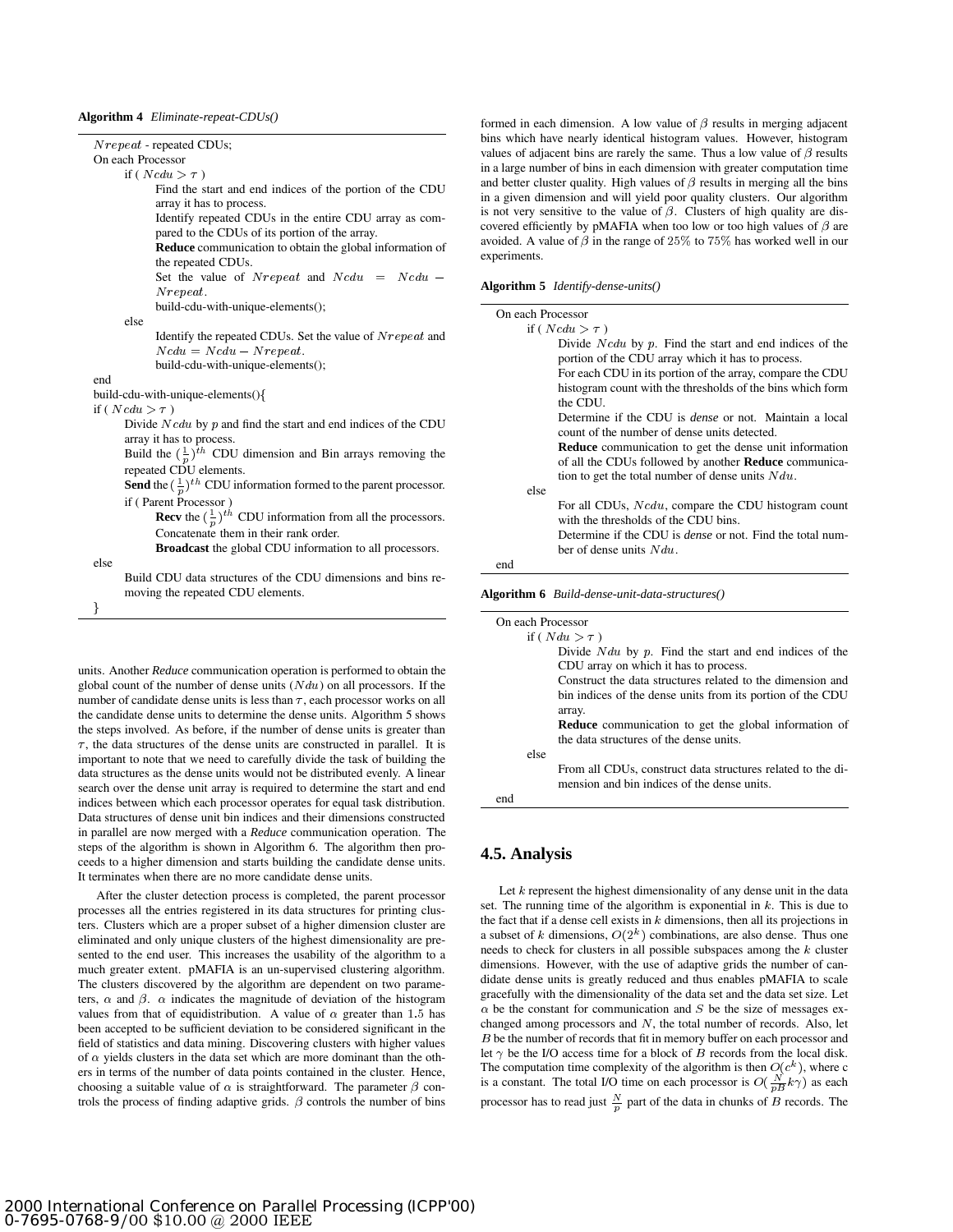**Algorithm 4** *Eliminate-repeat-CDUs()*

```
Nrepeat - repeated CDUs;
On each Processor
    if ( Ncdu > τ )
        Find the start and end indices of the portion of the CDU
        array it has to process.
        Identify repeated CDUs in the entire CDU array as compared
        to the CDUs of its portion of the array.
        Reduce communication to obtain the global information of
        the repeated CDUs.
        Set the value of Nrepeat and Ncdu = Ncdu − Nrepeat.
        build-cdu-with-unique-elements();
    else
        Identify the repeated CDUs. Set the value of Nrepeat and
        Ncdu = Ncdu − Nrepeat.
        build-cdu-with-unique-elements();
end
build-cdu-with-unique-elements(){
if ( Ncdu > τ )
    Divide Ncdu by p and find the start and end indices of the CDU
    array it has to process.
    Build the (1/p)^th CDU dimension and Bin arrays removing the
    repeated CDU elements.
    Send the (1/p)^th CDU information formed to the parent processor.
    if ( Parent Processor )
        Recv the (1/p)^th CDU information from all the processors.
        Concatenate them in their rank order.
        Broadcast the global CDU information to all processors.
else
    Build CDU data structures of the CDU dimensions and bins re-
    moving the repeated CDU elements.
}
```

units. Another *Reduce* communication operation is performed to obtain the global count of the number of dense units ($Ndu$) on all processors. If the number of candidate dense units is less than $\tau$, each processor works on all the candidate dense units to determine the dense units. Algorithm 5 shows the steps involved. As before, if the number of dense units is greater than $\tau$, the data structures of the dense units are constructed in parallel. It is important to note that we need to carefully divide the task of building the data structures as the dense units would not be distributed evenly. A linear search over the dense unit array is required to determine the start and end indices between which each processor operates for equal task distribution. Data structures of dense unit bin indices and their dimensions constructed in parallel are now merged with a *Reduce* communication operation. The steps of the algorithm is shown in Algorithm 6. The algorithm then proceeds to a higher dimension and starts building the candidate dense units. It terminates when there are no more candidate dense units.

After the cluster detection process is completed, the parent processor processes all the entries registered in its data structures for printing clusters. Clusters which are a proper subset of a higher dimension cluster are eliminated and only unique clusters of the highest dimensionality are presented to the end user. This increases the usability of the algorithm to a much greater extent. pMAFIA is an un-supervised clustering algorithm. The clusters discovered by the algorithm are dependent on two parameters, $\alpha$ and $\beta$. $\alpha$ indicates the magnitude of deviation of the histogram values from that of equidistribution. A value of $\alpha$ greater than $1.5$ has been accepted to be sufficient deviation to be considered significant in the field of statistics and data mining. Discovering clusters with higher values of $\alpha$ yields clusters in the data set which are more dominant than the others in terms of the number of data points contained in the cluster. Hence, choosing a suitable value of $\alpha$ is straightforward. The parameter $\beta$ controls the process of finding adaptive grids. $\beta$ controls the number of bins formed in each dimension. A low value of $\beta$ results in merging adjacent bins which have nearly identical histogram values. However, histogram values of adjacent bins are rarely the same. Thus a low value of $\beta$ results in a large number of bins in each dimension with greater computation time and better cluster quality. High values of $\beta$ results in merging all the bins in a given dimension and will yield poor quality clusters. Our algorithm is not very sensitive to the value of $\beta$. Clusters of high quality are discovered efficiently by pMAFIA when too low or too high values of $\beta$ are avoided. A value of $\beta$ in the range of $25\%$ to $75\%$ has worked well in our experiments.

**Algorithm 5** *Identify-dense-units()*

```
On each Processor
    if ( Ncdu > τ )
        Divide Ncdu by p. Find the start and end indices of the
        portion of the CDU array which it has to process.
        For each CDU in its portion of the array, compare the CDU
        histogram count with the thresholds of the bins which form
        the CDU.
        Determine if the CDU is dense or not. Maintain a local
        count of the number of dense units detected.
        Reduce communication to get the dense unit information
        of all the CDUs followed by another Reduce communica-
        tion to get the total number of dense units Ndu.
    else
        For all CDUs, Ncdu, compare the CDU histogram count
        with the thresholds of the CDU bins.
        Determine if the CDU is dense or not. Find the total num-
        ber of dense units Ndu.
end
```

**Algorithm 6** *Build-dense-unit-data-structures()*

```
On each Processor
    if ( Ndu > τ )
        Divide Ndu by p. Find the start and end indices of the
        CDU array on which it has to process.
        Construct the data structures related to the dimension and
        bin indices of the dense units from its portion of the CDU
        array.
        Reduce communication to get the global information of
        the data structures of the dense units.
    else
        From all CDUs, construct data structures related to the di-
        mension and bin indices of the dense units.
end
```

## 4.5. Analysis

Let $k$ represent the highest dimensionality of any dense unit in the data set. The running time of the algorithm is exponential in $k$. This is due to the fact that if a dense cell exists in $k$ dimensions, then all its projections in a subset of $k$ dimensions, $O(2^k)$ combinations, are also dense. Thus one needs to check for clusters in all possible subspaces among the $k$ cluster dimensions. However, with the use of adaptive grids the number of candidate dense units is greatly reduced and thus enables pMAFIA to scale gracefully with the dimensionality of the data set and the data set size. Let $\alpha$ be the constant for communication and $S$ be the size of messages exchanged among processors and $N$, the total number of records. Also, let $B$ be the number of records that fit in memory buffer on each processor and let $\gamma$ be the I/O access time for a block of $B$ records from the local disk. The computation time complexity of the algorithm is then $O(c^k)$, where c is a constant. The total I/O time on each processor is $O(\frac{N}{pB}k\gamma)$ as each processor has to read just $\frac{N}{p}$ part of the data in chunks of $B$ records. The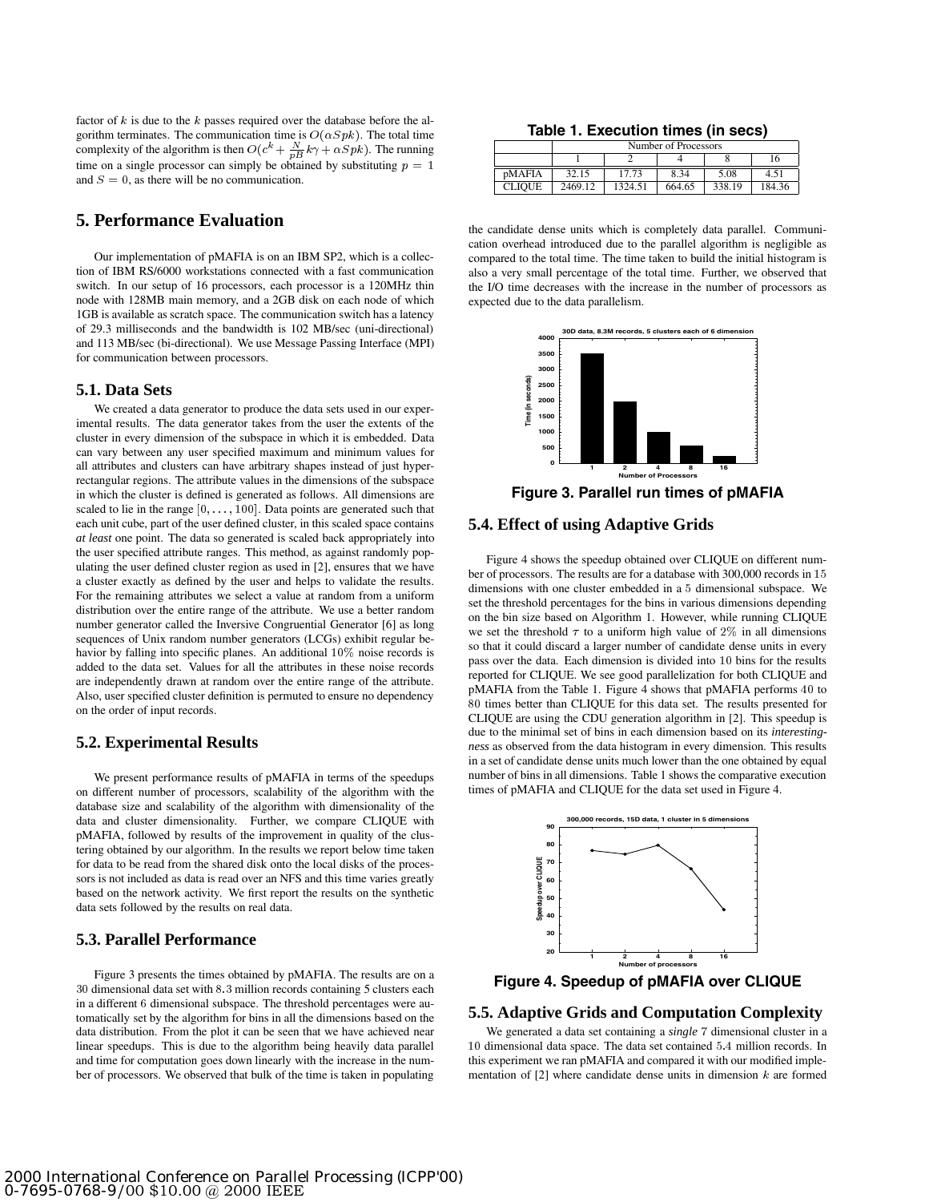factor of $k$ is due to the $k$ passes required over the database before the algorithm terminates. The communication time is $O(\alpha Spk)$. The total time complexity of the algorithm is then $O(c^k + \frac{N}{pB}k\gamma + \alpha Spk)$. The running time on a single processor can simply be obtained by substituting $p = 1$ and $S = 0$, as there will be no communication.

## 5. Performance Evaluation

Our implementation of pMAFIA is on an IBM SP2, which is a collection of IBM RS/6000 workstations connected with a fast communication switch. In our setup of 16 processors, each processor is a 120MHz thin node with 128MB main memory, and a 2GB disk on each node of which 1GB is available as scratch space. The communication switch has a latency of 29.3 milliseconds and the bandwidth is 102 MB/sec (uni-directional) and 113 MB/sec (bi-directional). We use Message Passing Interface (MPI) for communication between processors.

### 5.1. Data Sets

We created a data generator to produce the data sets used in our experimental results. The data generator takes from the user the extents of the cluster in every dimension of the subspace in which it is embedded. Data can vary between any user specified maximum and minimum values for all attributes and clusters can have arbitrary shapes instead of just hyper-rectangular regions. The attribute values in the dimensions of the subspace in which the cluster is defined is generated as follows. All dimensions are scaled to lie in the range $[0, \ldots, 100]$. Data points are generated such that each unit cube, part of the user defined cluster, in this scaled space contains *at least* one point. The data so generated is scaled back appropriately into the user specified attribute ranges. This method, as against randomly populating the user defined cluster region as used in [2], ensures that we have a cluster exactly as defined by the user and helps to validate the results. For the remaining attributes we select a value at random from a uniform distribution over the entire range of the attribute. We use a better random number generator called the Inversive Congruential Generator [6] as long sequences of Unix random number generators (LCGs) exhibit regular behavior by falling into specific planes. An additional $10\%$ noise records is added to the data set. Values for all the attributes in these noise records are independently drawn at random over the entire range of the attribute. Also, user specified cluster definition is permuted to ensure no dependency on the order of input records.

### 5.2. Experimental Results

We present performance results of pMAFIA in terms of the speedups on different number of processors, scalability of the algorithm with the database size and scalability of the algorithm with dimensionality of the data and cluster dimensionality. Further, we compare CLIQUE with pMAFIA, followed by results of the improvement in quality of the clustering obtained by our algorithm. In the results we report below time taken for data to be read from the shared disk onto the local disks of the processors is not included as data is read over an NFS and this time varies greatly based on the network activity. We first report the results on the synthetic data sets followed by the results on real data.

### 5.3. Parallel Performance

Figure 3 presents the times obtained by pMAFIA. The results are on a 30 dimensional data set with 8.3 million records containing 5 clusters each in a different 6 dimensional subspace. The threshold percentages were automatically set by the algorithm for bins in all the dimensions based on the data distribution. From the plot it can be seen that we have achieved near linear speedups. This is due to the algorithm being heavily data parallel and time for computation goes down linearly with the increase in the number of processors. We observed that bulk of the time is taken in populating the candidate dense units which is completely data parallel. Communication overhead introduced due to the parallel algorithm is negligible as compared to the total time. The time taken to build the initial histogram is also a very small percentage of the total time. Further, we observed that the I/O time decreases with the increase in the number of processors as expected due to the data parallelism.

**Table 1. Execution times (in secs)**

| | Number of Processors | | | | |
|---|---|---|---|---|---|
| | 1 | 2 | 4 | 8 | 16 |
| pMAFIA | 32.15 | 17.73 | 8.34 | 5.08 | 4.51 |
| CLIQUE | 2469.12 | 1324.51 | 664.65 | 338.19 | 184.36 |

**Figure 3. Parallel run times of pMAFIA**

### 5.4. Effect of using Adaptive Grids

Figure 4 shows the speedup obtained over CLIQUE on different number of processors. The results are for a database with 300,000 records in 15 dimensions with one cluster embedded in a 5 dimensional subspace. We set the threshold percentages for the bins in various dimensions depending on the bin size based on Algorithm 1. However, while running CLIQUE we set the threshold $\tau$ to a uniform high value of $2\%$ in all dimensions so that it could discard a larger number of candidate dense units in every pass over the data. Each dimension is divided into 10 bins for the results reported for CLIQUE. We see good parallelization for both CLIQUE and pMAFIA from the Table 1. Figure 4 shows that pMAFIA performs 40 to 80 times better than CLIQUE for this data set. The results presented for CLIQUE are using the CDU generation algorithm in [2]. This speedup is due to the minimal set of bins in each dimension based on its *interestingness* as observed from the data histogram in every dimension. This results in a set of candidate dense units much lower than the one obtained by equal number of bins in all dimensions. Table 1 shows the comparative execution times of pMAFIA and CLIQUE for the data set used in Figure 4.

**Figure 4. Speedup of pMAFIA over CLIQUE**

### 5.5. Adaptive Grids and Computation Complexity

We generated a data set containing a *single* 7 dimensional cluster in a 10 dimensional data space. The data set contained 5.4 million records. In this experiment we ran pMAFIA and compared it with our modified implementation of [2] where candidate dense units in dimension $k$ are formed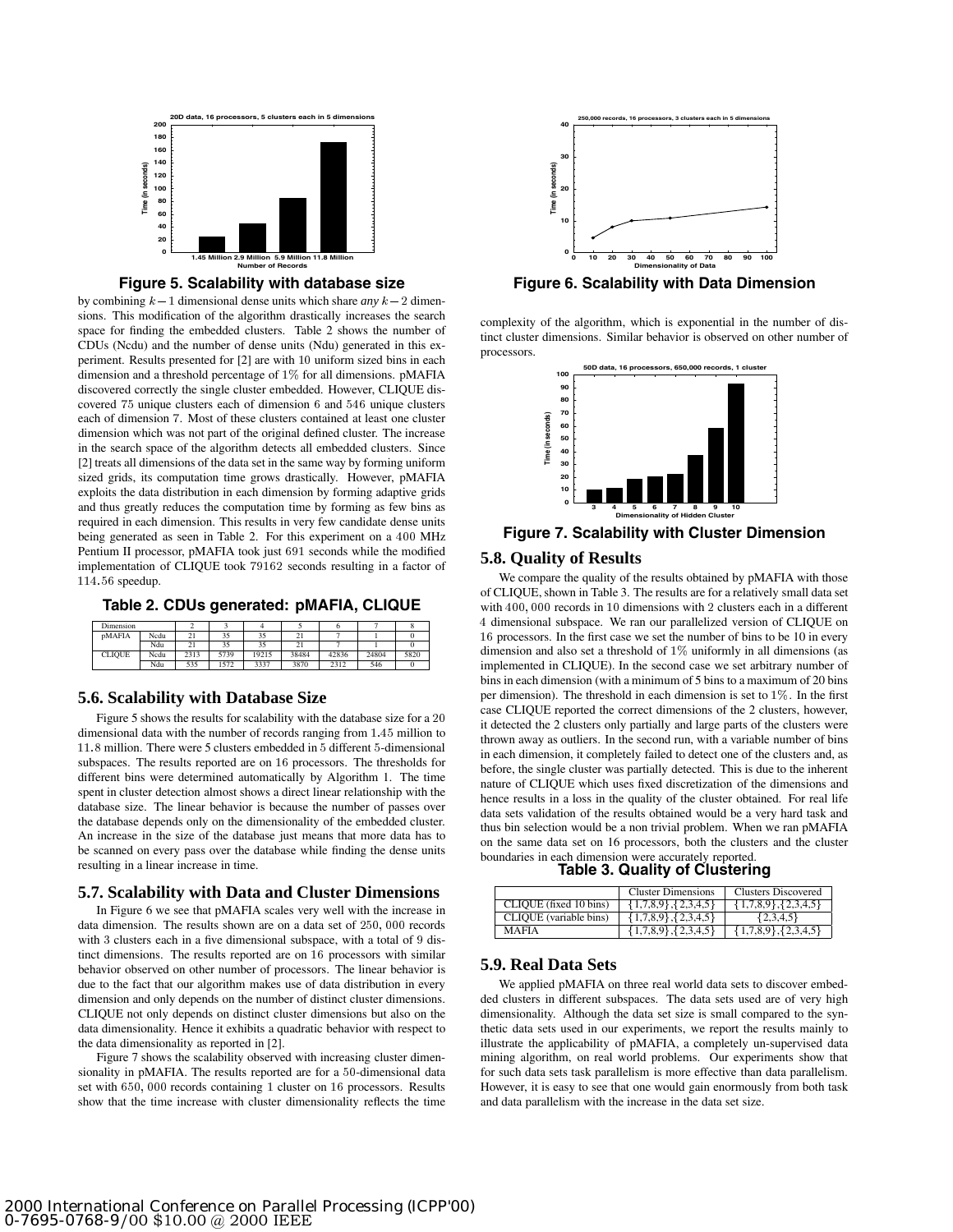**Figure 5. Scalability with database size**

**Figure 6. Scalability with Data Dimension**

by combining $k-1$ dimensional dense units which share *any* $k-2$ dimensions. This modification of the algorithm drastically increases the search space for finding the embedded clusters. Table 2 shows the number of CDUs (Ncdu) and the number of dense units (Ndu) generated in this experiment. Results presented for [2] are with 10 uniform sized bins in each dimension and a threshold percentage of 1% for all dimensions. pMAFIA discovered correctly the single cluster embedded. However, CLIQUE discovered 75 unique clusters each of dimension 6 and 546 unique clusters each of dimension 7. Most of these clusters contained at least one cluster dimension which was not part of the original defined cluster. The increase in the search space of the algorithm detects all embedded clusters. Since [2] treats all dimensions of the data set in the same way by forming uniform sized grids, its computation time grows drastically. However, pMAFIA exploits the data distribution in each dimension by forming adaptive grids and thus greatly reduces the computation time by forming as few bins as required in each dimension. This results in very few candidate dense units being generated as seen in Table 2. For this experiment on a 400 MHz Pentium II processor, pMAFIA took just 691 seconds while the modified implementation of CLIQUE took 79162 seconds resulting in a factor of 114.56 speedup.

**Table 2. CDUs generated: pMAFIA, CLIQUE**

| Dimension | | 2 | 3 | 4 | 5 | 6 | 7 | 8 |
|---|---|---|---|---|---|---|---|---|
| pMAFIA | Ncdu | 21 | 35 | 35 | 21 | 7 | 1 | 0 |
| | Ndu | 21 | 35 | 35 | 21 | 7 | 1 | 0 |
| CLIQUE | Ncdu | 2313 | 5739 | 19215 | 38484 | 42836 | 24804 | 5820 |
| | Ndu | 535 | 1572 | 3337 | 3870 | 2312 | 546 | 0 |

### 5.6. Scalability with Database Size

Figure 5 shows the results for scalability with the database size for a 20 dimensional data with the number of records ranging from 1.45 million to 11.8 million. There were 5 clusters embedded in 5 different 5-dimensional subspaces. The results reported are on 16 processors. The thresholds for different bins were determined automatically by Algorithm 1. The time spent in cluster detection almost shows a direct linear relationship with the database size. The linear behavior is because the number of passes over the database depends only on the dimensionality of the embedded cluster. An increase in the size of the database just means that more data has to be scanned on every pass over the database while finding the dense units resulting in a linear increase in time.

### 5.7. Scalability with Data and Cluster Dimensions

In Figure 6 we see that pMAFIA scales very well with the increase in data dimension. The results shown are on a data set of 250,000 records with 3 clusters each in a five dimensional subspace, with a total of 9 distinct dimensions. The results reported are on 16 processors with similar behavior observed on other number of processors. The linear behavior is due to the fact that our algorithm makes use of data distribution in every dimension and only depends on the number of distinct cluster dimensions. CLIQUE not only depends on distinct cluster dimensions but also on the data dimensionality. Hence it exhibits a quadratic behavior with respect to the data dimensionality as reported in [2].

Figure 7 shows the scalability observed with increasing cluster dimensionality in pMAFIA. The results reported are for a 50-dimensional data set with 650,000 records containing 1 cluster on 16 processors. Results show that the time increase with cluster dimensionality reflects the time complexity of the algorithm, which is exponential in the number of distinct cluster dimensions. Similar behavior is observed on other number of processors.

**Figure 7. Scalability with Cluster Dimension**

### 5.8. Quality of Results

We compare the quality of the results obtained by pMAFIA with those of CLIQUE, shown in Table 3. The results are for a relatively small data set with 400,000 records in 10 dimensions with 2 clusters each in a different 4 dimensional subspace. We ran our parallelized version of CLIQUE on 16 processors. In the first case we set the number of bins to be 10 in every dimension and also set a threshold of 1% uniformly in all dimensions (as implemented in CLIQUE). In the second case we set arbitrary number of bins in each dimension (with a minimum of 5 bins to a maximum of 20 bins per dimension). The threshold in each dimension is set to 1%. In the first case CLIQUE reported the correct dimensions of the 2 clusters, however, it detected the 2 clusters only partially and large parts of the clusters were thrown away as outliers. In the second run, with a variable number of bins in each dimension, it completely failed to detect one of the clusters and, as before, the single cluster was partially detected. This is due to the inherent nature of CLIQUE which uses fixed discretization of the dimensions and hence results in a loss in the quality of the cluster obtained. For real life data sets validation of the results obtained would be a very hard task and thus bin selection would be a non trivial problem. When we ran pMAFIA on the same data set on 16 processors, both the clusters and the cluster boundaries in each dimension were accurately reported.

**Table 3. Quality of Clustering**

| | Cluster Dimensions | Clusters Discovered |
|---|---|---|
| CLIQUE (fixed 10 bins) | {1,7,8,9},{2,3,4,5} | {1,7,8,9},{2,3,4,5} |
| CLIQUE (variable bins) | {1,7,8,9},{2,3,4,5} | {2,3,4,5} |
| MAFIA | {1,7,8,9},{2,3,4,5} | {1,7,8,9},{2,3,4,5} |

### 5.9. Real Data Sets

We applied pMAFIA on three real world data sets to discover embedded clusters in different subspaces. The data sets used are of very high dimensionality. Although the data set size is small compared to the synthetic data sets used in our experiments, we report the results mainly to illustrate the applicability of pMAFIA, a completely un-supervised data mining algorithm, on real world problems. Our experiments show that for such data sets task parallelism is more effective than data parallelism. However, it is easy to see that one would gain enormously from both task and data parallelism with the increase in the data set size.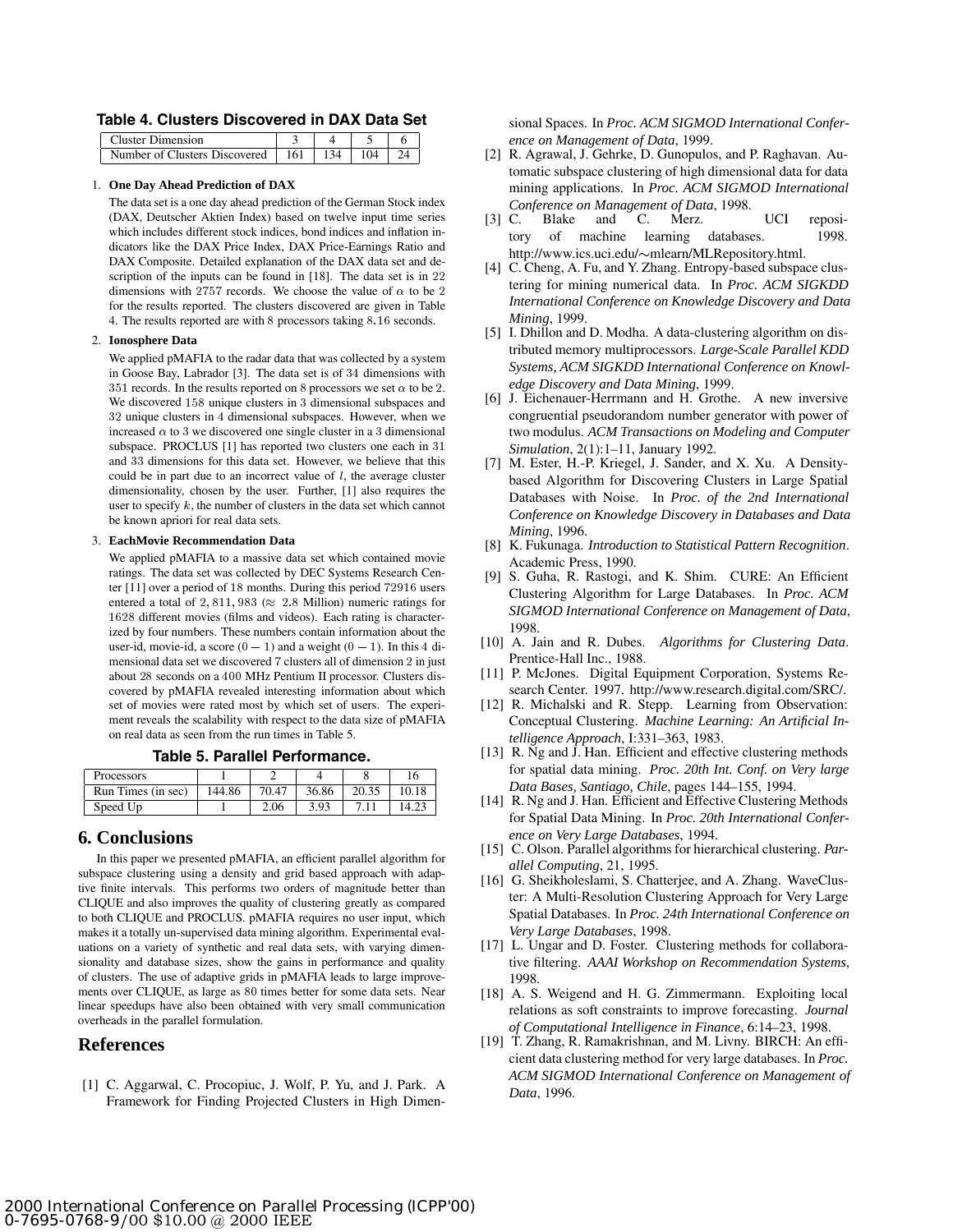**Table 4. Clusters Discovered in DAX Data Set**

| Cluster Dimension | 3 | 4 | 5 | 6 |
|---|---|---|---|---|
| Number of Clusters Discovered | 161 | 134 | 104 | 24 |

1. **One Day Ahead Prediction of DAX**

   The data set is a one day ahead prediction of the German Stock index (DAX, Deutscher Aktien Index) based on twelve input time series which includes different stock indices, bond indices and inflation indicators like the DAX Price Index, DAX Price-Earnings Ratio and DAX Composite. Detailed explanation of the DAX data set and description of the inputs can be found in [18]. The data set is in $22$ dimensions with $2757$ records. We choose the value of $\alpha$ to be $2$ for the results reported. The clusters discovered are given in Table 4. The results reported are with $8$ processors taking $8.16$ seconds.

2. **Ionosphere Data**

   We applied pMAFIA to the radar data that was collected by a system in Goose Bay, Labrador [3]. The data set is of $34$ dimensions with $351$ records. In the results reported on 8 processors we set $\alpha$ to be $2$. We discovered $158$ unique clusters in $3$ dimensional subspaces and $32$ unique clusters in $4$ dimensional subspaces. However, when we increased $\alpha$ to 3 we discovered one single cluster in a $3$ dimensional subspace. PROCLUS [1] has reported two clusters one each in $31$ and $33$ dimensions for this data set. However, we believe that this could be in part due to an incorrect value of $l$, the average cluster dimensionality, chosen by the user. Further, [1] also requires the user to specify $k$, the number of clusters in the data set which cannot be known apriori for real data sets.

3. **EachMovie Recommendation Data**

   We applied pMAFIA to a massive data set which contained movie ratings. The data set was collected by DEC Systems Research Center [11] over a period of $18$ months. During this period $72916$ users entered a total of $2,811,983$ ($\approx$ $2.8$ Million) numeric ratings for $1628$ different movies (films and videos). Each rating is characterized by four numbers. These numbers contain information about the user-id, movie-id, a score $(0-1)$ and a weight $(0-1)$. In this $4$ dimensional data set we discovered $7$ clusters all of dimension $2$ in just about $28$ seconds on a $400$ MHz Pentium II processor. Clusters discovered by pMAFIA revealed interesting information about which set of movies were rated most by which set of users. The experiment reveals the scalability with respect to the data size of pMAFIA on real data as seen from the run times in Table 5.

**Table 5. Parallel Performance.**

| Processors | 1 | 2 | 4 | 8 | 16 |
|---|---|---|---|---|---|
| Run Times (in sec) | 144.86 | 70.47 | 36.86 | 20.35 | 10.18 |
| Speed Up | 1 | 2.06 | 3.93 | 7.11 | 14.23 |

## 6. Conclusions

In this paper we presented pMAFIA, an efficient parallel algorithm for subspace clustering using a density and grid based approach with adaptive finite intervals. This performs two orders of magnitude better than CLIQUE and also improves the quality of clustering greatly as compared to both CLIQUE and PROCLUS. pMAFIA requires no user input, which makes it a totally un-supervised data mining algorithm. Experimental evaluations on a variety of synthetic and real data sets, with varying dimensionality and database sizes, show the gains in performance and quality of clusters. The use of adaptive grids in pMAFIA leads to large improvements over CLIQUE, as large as $80$ times better for some data sets. Near linear speedups have also been obtained with very small communication overheads in the parallel formulation.

## References

[1] C. Aggarwal, C. Procopiuc, J. Wolf, P. Yu, and J. Park. A Framework for Finding Projected Clusters in High Dimensional Spaces. In *Proc. ACM SIGMOD International Conference on Management of Data*, 1999.

[2] R. Agrawal, J. Gehrke, D. Gunopulos, and P. Raghavan. Automatic subspace clustering of high dimensional data for data mining applications. In *Proc. ACM SIGMOD International Conference on Management of Data*, 1998.

[3] C. Blake and C. Merz. UCI repository of machine learning databases. 1998. http://www.ics.uci.edu/~mlearn/MLRepository.html.

[4] C. Cheng, A. Fu, and Y. Zhang. Entropy-based subspace clustering for mining numerical data. In *Proc. ACM SIGKDD International Conference on Knowledge Discovery and Data Mining*, 1999.

[5] I. Dhillon and D. Modha. A data-clustering algorithm on distributed memory multiprocessors. *Large-Scale Parallel KDD Systems, ACM SIGKDD International Conference on Knowledge Discovery and Data Mining*, 1999.

[6] J. Eichenauer-Herrmann and H. Grothe. A new inversive congruential pseudorandom number generator with power of two modulus. *ACM Transactions on Modeling and Computer Simulation*, 2(1):1–11, January 1992.

[7] M. Ester, H.-P. Kriegel, J. Sander, and X. Xu. A Density-based Algorithm for Discovering Clusters in Large Spatial Databases with Noise. In *Proc. of the 2nd International Conference on Knowledge Discovery in Databases and Data Mining*, 1996.

[8] K. Fukunaga. *Introduction to Statistical Pattern Recognition*. Academic Press, 1990.

[9] S. Guha, R. Rastogi, and K. Shim. CURE: An Efficient Clustering Algorithm for Large Databases. In *Proc. ACM SIGMOD International Conference on Management of Data*, 1998.

[10] A. Jain and R. Dubes. *Algorithms for Clustering Data*. Prentice-Hall Inc., 1988.

[11] P. McJones. Digital Equipment Corporation, Systems Research Center. 1997. http://www.research.digital.com/SRC/.

[12] R. Michalski and R. Stepp. Learning from Observation: Conceptual Clustering. *Machine Learning: An Artificial Intelligence Approach*, I:331–363, 1983.

[13] R. Ng and J. Han. Efficient and effective clustering methods for spatial data mining. *Proc. 20th Int. Conf. on Very large Data Bases, Santiago, Chile*, pages 144–155, 1994.

[14] R. Ng and J. Han. Efficient and Effective Clustering Methods for Spatial Data Mining. In *Proc. 20th International Conference on Very Large Databases*, 1994.

[15] C. Olson. Parallel algorithms for hierarchical clustering. *Parallel Computing*, 21, 1995.

[16] G. Sheikholeslami, S. Chatterjee, and A. Zhang. WaveCluster: A Multi-Resolution Clustering Approach for Very Large Spatial Databases. In *Proc. 24th International Conference on Very Large Databases*, 1998.

[17] L. Ungar and D. Foster. Clustering methods for collaborative filtering. *AAAI Workshop on Recommendation Systems*, 1998.

[18] A. S. Weigend and H. G. Zimmermann. Exploiting local relations as soft constraints to improve forecasting. *Journal of Computational Intelligence in Finance*, 6:14–23, 1998.

[19] T. Zhang, R. Ramakrishnan, and M. Livny. BIRCH: An efficient data clustering method for very large databases. In *Proc. ACM SIGMOD International Conference on Management of Data*, 1996.